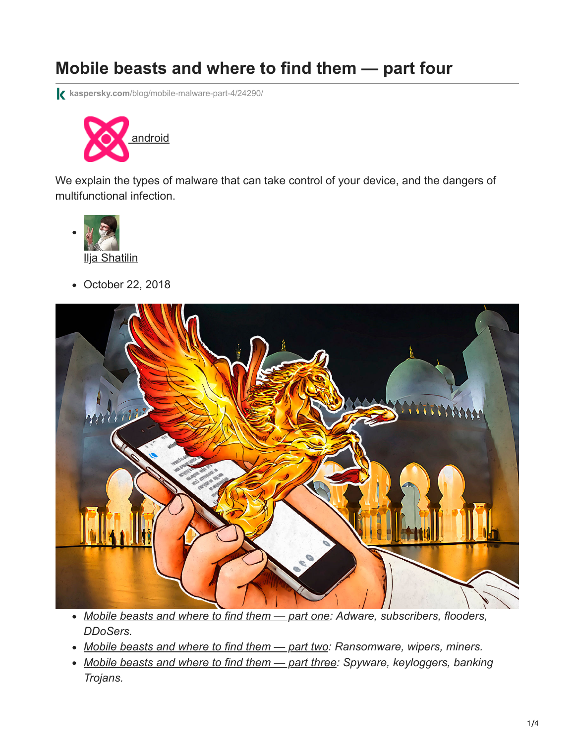# Mobile beasts and where to find them — part four

kaspersky.com/blog/mobile-malware-part-4/24290/

android

We explain the types of malware that can take control of your device, and the dangers of multifunctional infection.

- Ilja Shatilin

- October 22, 2018

- *Mobile beasts and where to find them — part one: Adware, subscribers, flooders, DDoSers.*
- *Mobile beasts and where to find them — part two: Ransomware, wipers, miners.*
- *Mobile beasts and where to find them — part three: Spyware, keyloggers, banking Trojans.*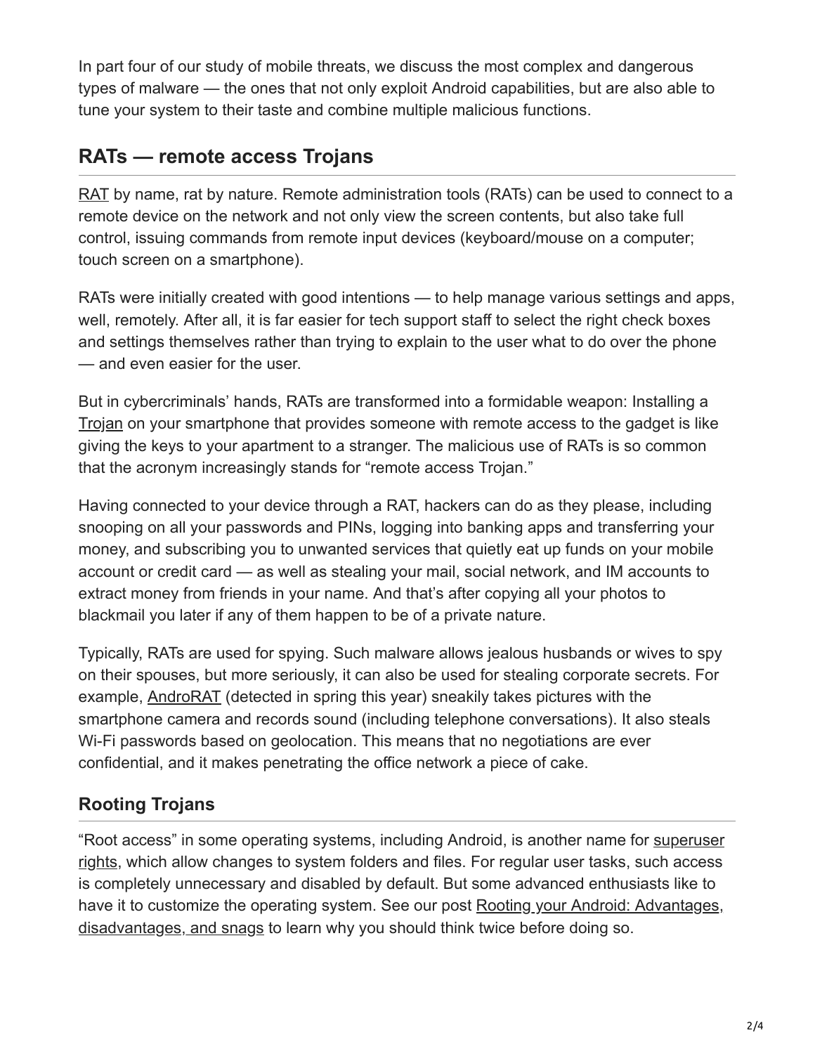In part four of our study of mobile threats, we discuss the most complex and dangerous types of malware — the ones that not only exploit Android capabilities, but are also able to tune your system to their taste and combine multiple malicious functions.

## RATs — remote access Trojans

RAT by name, rat by nature. Remote administration tools (RATs) can be used to connect to a remote device on the network and not only view the screen contents, but also take full control, issuing commands from remote input devices (keyboard/mouse on a computer; touch screen on a smartphone).

RATs were initially created with good intentions — to help manage various settings and apps, well, remotely. After all, it is far easier for tech support staff to select the right check boxes and settings themselves rather than trying to explain to the user what to do over the phone — and even easier for the user.

But in cybercriminals' hands, RATs are transformed into a formidable weapon: Installing a Trojan on your smartphone that provides someone with remote access to the gadget is like giving the keys to your apartment to a stranger. The malicious use of RATs is so common that the acronym increasingly stands for "remote access Trojan."

Having connected to your device through a RAT, hackers can do as they please, including snooping on all your passwords and PINs, logging into banking apps and transferring your money, and subscribing you to unwanted services that quietly eat up funds on your mobile account or credit card — as well as stealing your mail, social network, and IM accounts to extract money from friends in your name. And that's after copying all your photos to blackmail you later if any of them happen to be of a private nature.

Typically, RATs are used for spying. Such malware allows jealous husbands or wives to spy on their spouses, but more seriously, it can also be used for stealing corporate secrets. For example, AndroRAT (detected in spring this year) sneakily takes pictures with the smartphone camera and records sound (including telephone conversations). It also steals Wi-Fi passwords based on geolocation. This means that no negotiations are ever confidential, and it makes penetrating the office network a piece of cake.

### Rooting Trojans

"Root access" in some operating systems, including Android, is another name for superuser rights, which allow changes to system folders and files. For regular user tasks, such access is completely unnecessary and disabled by default. But some advanced enthusiasts like to have it to customize the operating system. See our post Rooting your Android: Advantages, disadvantages, and snags to learn why you should think twice before doing so.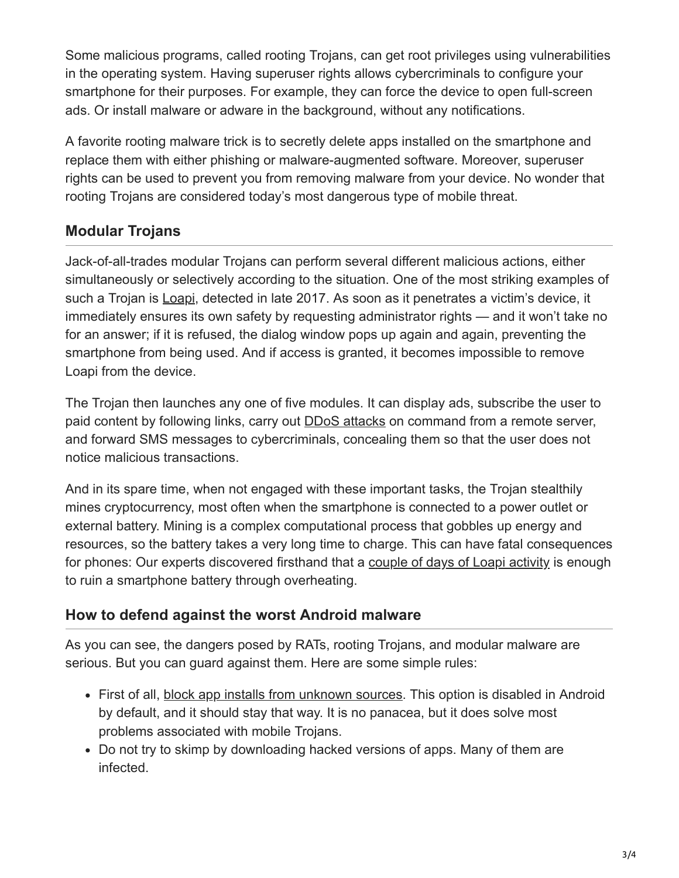Some malicious programs, called rooting Trojans, can get root privileges using vulnerabilities in the operating system. Having superuser rights allows cybercriminals to configure your smartphone for their purposes. For example, they can force the device to open full-screen ads. Or install malware or adware in the background, without any notifications.

A favorite rooting malware trick is to secretly delete apps installed on the smartphone and replace them with either phishing or malware-augmented software. Moreover, superuser rights can be used to prevent you from removing malware from your device. No wonder that rooting Trojans are considered today's most dangerous type of mobile threat.

## Modular Trojans

Jack-of-all-trades modular Trojans can perform several different malicious actions, either simultaneously or selectively according to the situation. One of the most striking examples of such a Trojan is Loapi, detected in late 2017. As soon as it penetrates a victim's device, it immediately ensures its own safety by requesting administrator rights — and it won't take no for an answer; if it is refused, the dialog window pops up again and again, preventing the smartphone from being used. And if access is granted, it becomes impossible to remove Loapi from the device.

The Trojan then launches any one of five modules. It can display ads, subscribe the user to paid content by following links, carry out DDoS attacks on command from a remote server, and forward SMS messages to cybercriminals, concealing them so that the user does not notice malicious transactions.

And in its spare time, when not engaged with these important tasks, the Trojan stealthily mines cryptocurrency, most often when the smartphone is connected to a power outlet or external battery. Mining is a complex computational process that gobbles up energy and resources, so the battery takes a very long time to charge. This can have fatal consequences for phones: Our experts discovered firsthand that a couple of days of Loapi activity is enough to ruin a smartphone battery through overheating.

## How to defend against the worst Android malware

As you can see, the dangers posed by RATs, rooting Trojans, and modular malware are serious. But you can guard against them. Here are some simple rules:

- First of all, block app installs from unknown sources. This option is disabled in Android by default, and it should stay that way. It is no panacea, but it does solve most problems associated with mobile Trojans.
- Do not try to skimp by downloading hacked versions of apps. Many of them are infected.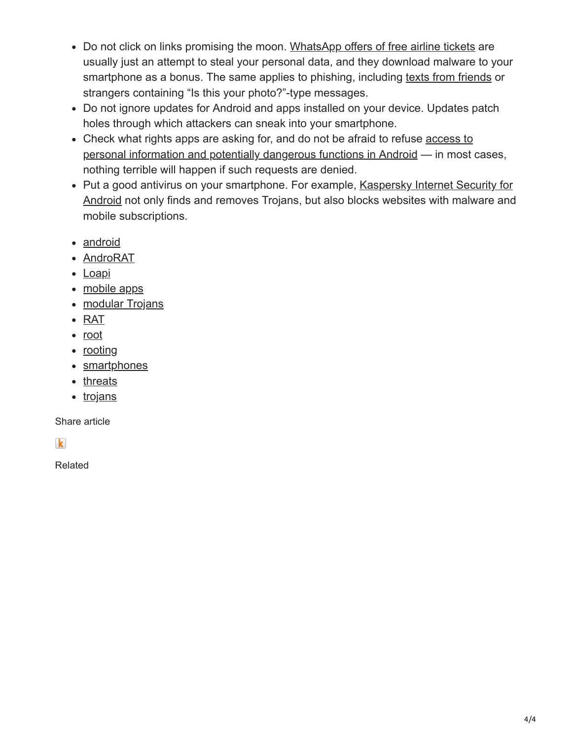- Do not click on links promising the moon. WhatsApp offers of free airline tickets are usually just an attempt to steal your personal data, and they download malware to your smartphone as a bonus. The same applies to phishing, including texts from friends or strangers containing "Is this your photo?"-type messages.
- Do not ignore updates for Android and apps installed on your device. Updates patch holes through which attackers can sneak into your smartphone.
- Check what rights apps are asking for, and do not be afraid to refuse access to personal information and potentially dangerous functions in Android — in most cases, nothing terrible will happen if such requests are denied.
- Put a good antivirus on your smartphone. For example, Kaspersky Internet Security for Android not only finds and removes Trojans, but also blocks websites with malware and mobile subscriptions.

- android
- AndroRAT
- Loapi
- mobile apps
- modular Trojans
- RAT
- root
- rooting
- smartphones
- threats
- trojans

Share article

Related